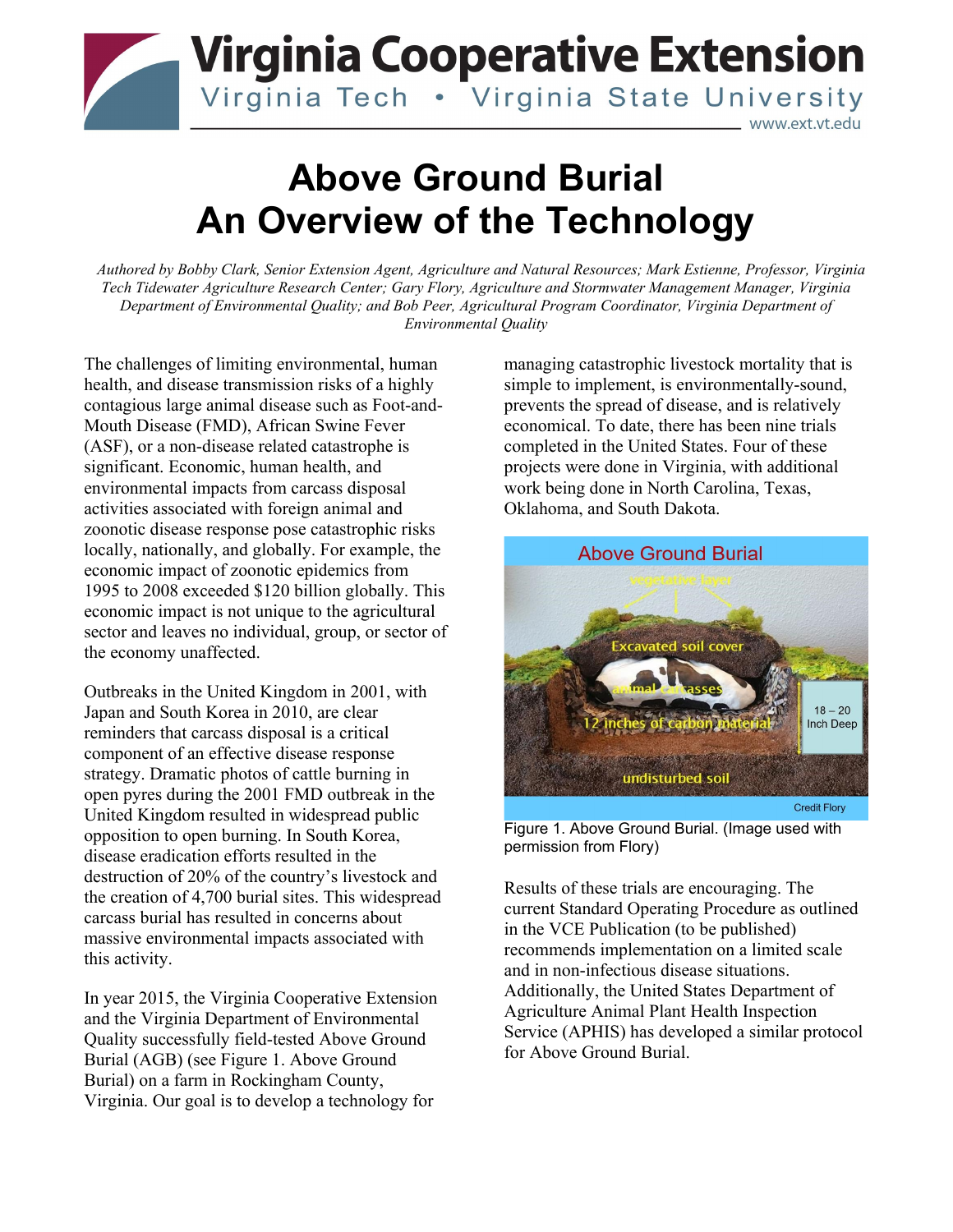Virginia Cooperative Extension
Virginia Tech • Virginia State University
www.ext.vt.edu

# Above Ground Burial
# An Overview of the Technology

*Authored by Bobby Clark, Senior Extension Agent, Agriculture and Natural Resources; Mark Estienne, Professor, Virginia Tech Tidewater Agriculture Research Center; Gary Flory, Agriculture and Stormwater Management Manager, Virginia Department of Environmental Quality; and Bob Peer, Agricultural Program Coordinator, Virginia Department of Environmental Quality*

The challenges of limiting environmental, human health, and disease transmission risks of a highly contagious large animal disease such as Foot-and-Mouth Disease (FMD), African Swine Fever (ASF), or a non-disease related catastrophe is significant. Economic, human health, and environmental impacts from carcass disposal activities associated with foreign animal and zoonotic disease response pose catastrophic risks locally, nationally, and globally. For example, the economic impact of zoonotic epidemics from 1995 to 2008 exceeded $120 billion globally. This economic impact is not unique to the agricultural sector and leaves no individual, group, or sector of the economy unaffected.

Outbreaks in the United Kingdom in 2001, with Japan and South Korea in 2010, are clear reminders that carcass disposal is a critical component of an effective disease response strategy. Dramatic photos of cattle burning in open pyres during the 2001 FMD outbreak in the United Kingdom resulted in widespread public opposition to open burning. In South Korea, disease eradication efforts resulted in the destruction of 20% of the country's livestock and the creation of 4,700 burial sites. This widespread carcass burial has resulted in concerns about massive environmental impacts associated with this activity.

In year 2015, the Virginia Cooperative Extension and the Virginia Department of Environmental Quality successfully field-tested Above Ground Burial (AGB) (see Figure 1. Above Ground Burial) on a farm in Rockingham County, Virginia. Our goal is to develop a technology for managing catastrophic livestock mortality that is simple to implement, is environmentally-sound, prevents the spread of disease, and is relatively economical. To date, there has been nine trials completed in the United States. Four of these projects were done in Virginia, with additional work being done in North Carolina, Texas, Oklahoma, and South Dakota.

Figure 1. Above Ground Burial. (Image used with permission from Flory)

Results of these trials are encouraging. The current Standard Operating Procedure as outlined in the VCE Publication (to be published) recommends implementation on a limited scale and in non-infectious disease situations. Additionally, the United States Department of Agriculture Animal Plant Health Inspection Service (APHIS) has developed a similar protocol for Above Ground Burial.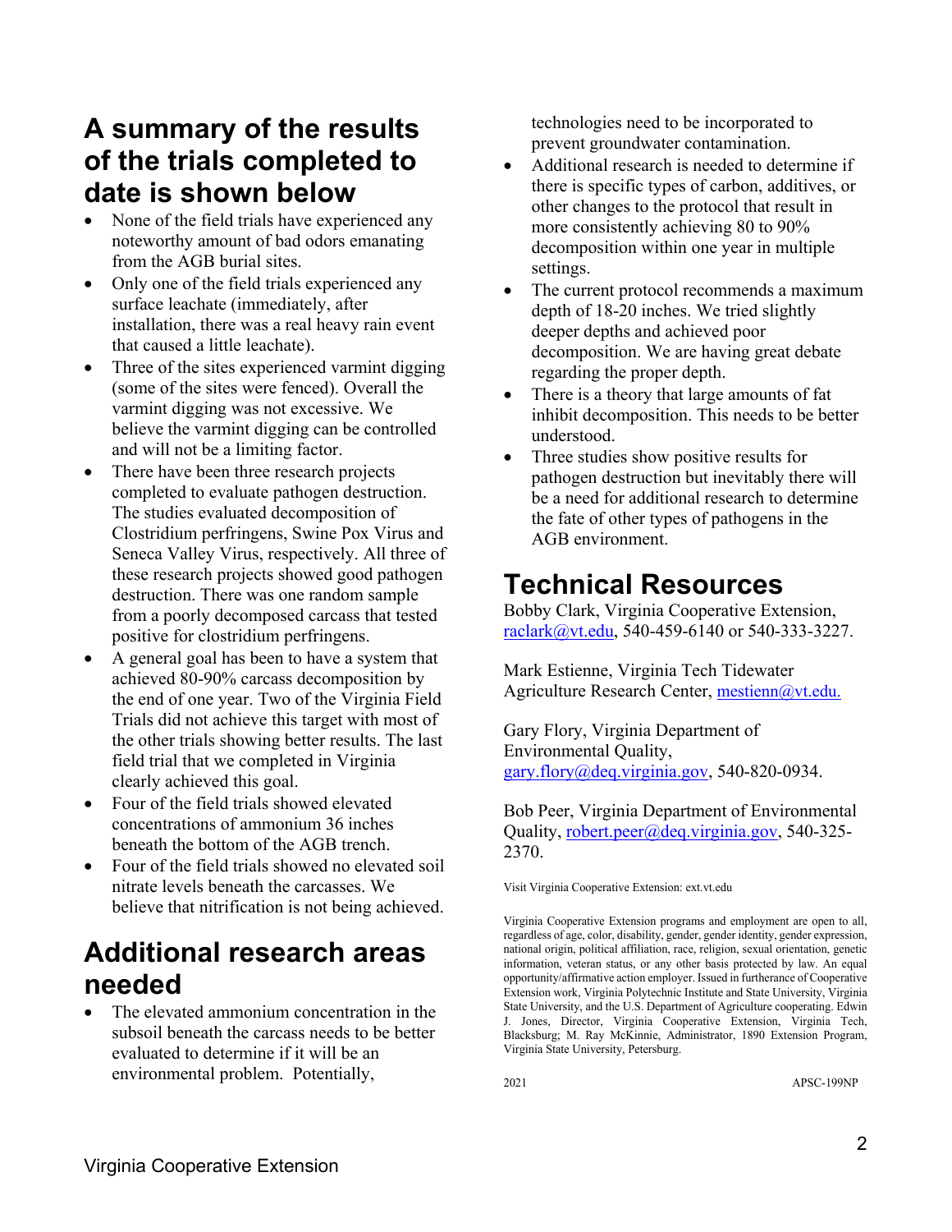## A summary of the results of the trials completed to date is shown below

- None of the field trials have experienced any noteworthy amount of bad odors emanating from the AGB burial sites.
- Only one of the field trials experienced any surface leachate (immediately, after installation, there was a real heavy rain event that caused a little leachate).
- Three of the sites experienced varmint digging (some of the sites were fenced). Overall the varmint digging was not excessive. We believe the varmint digging can be controlled and will not be a limiting factor.
- There have been three research projects completed to evaluate pathogen destruction. The studies evaluated decomposition of Clostridium perfringens, Swine Pox Virus and Seneca Valley Virus, respectively. All three of these research projects showed good pathogen destruction. There was one random sample from a poorly decomposed carcass that tested positive for clostridium perfringens.
- A general goal has been to have a system that achieved 80-90% carcass decomposition by the end of one year. Two of the Virginia Field Trials did not achieve this target with most of the other trials showing better results. The last field trial that we completed in Virginia clearly achieved this goal.
- Four of the field trials showed elevated concentrations of ammonium 36 inches beneath the bottom of the AGB trench.
- Four of the field trials showed no elevated soil nitrate levels beneath the carcasses. We believe that nitrification is not being achieved.

## Additional research areas needed

- The elevated ammonium concentration in the subsoil beneath the carcass needs to be better evaluated to determine if it will be an environmental problem. Potentially, technologies need to be incorporated to prevent groundwater contamination.
- Additional research is needed to determine if there is specific types of carbon, additives, or other changes to the protocol that result in more consistently achieving 80 to 90% decomposition within one year in multiple settings.
- The current protocol recommends a maximum depth of 18-20 inches. We tried slightly deeper depths and achieved poor decomposition. We are having great debate regarding the proper depth.
- There is a theory that large amounts of fat inhibit decomposition. This needs to be better understood.
- Three studies show positive results for pathogen destruction but inevitably there will be a need for additional research to determine the fate of other types of pathogens in the AGB environment.

## Technical Resources

Bobby Clark, Virginia Cooperative Extension, raclark@vt.edu, 540-459-6140 or 540-333-3227.

Mark Estienne, Virginia Tech Tidewater Agriculture Research Center, mestienn@vt.edu.

Gary Flory, Virginia Department of Environmental Quality, gary.flory@deq.virginia.gov, 540-820-0934.

Bob Peer, Virginia Department of Environmental Quality, robert.peer@deq.virginia.gov, 540-325-2370.

Visit Virginia Cooperative Extension: ext.vt.edu

Virginia Cooperative Extension programs and employment are open to all, regardless of age, color, disability, gender, gender identity, gender expression, national origin, political affiliation, race, religion, sexual orientation, genetic information, veteran status, or any other basis protected by law. An equal opportunity/affirmative action employer. Issued in furtherance of Cooperative Extension work, Virginia Polytechnic Institute and State University, Virginia State University, and the U.S. Department of Agriculture cooperating. Edwin J. Jones, Director, Virginia Cooperative Extension, Virginia Tech, Blacksburg; M. Ray McKinnie, Administrator, 1890 Extension Program, Virginia State University, Petersburg.

2021 APSC-199NP